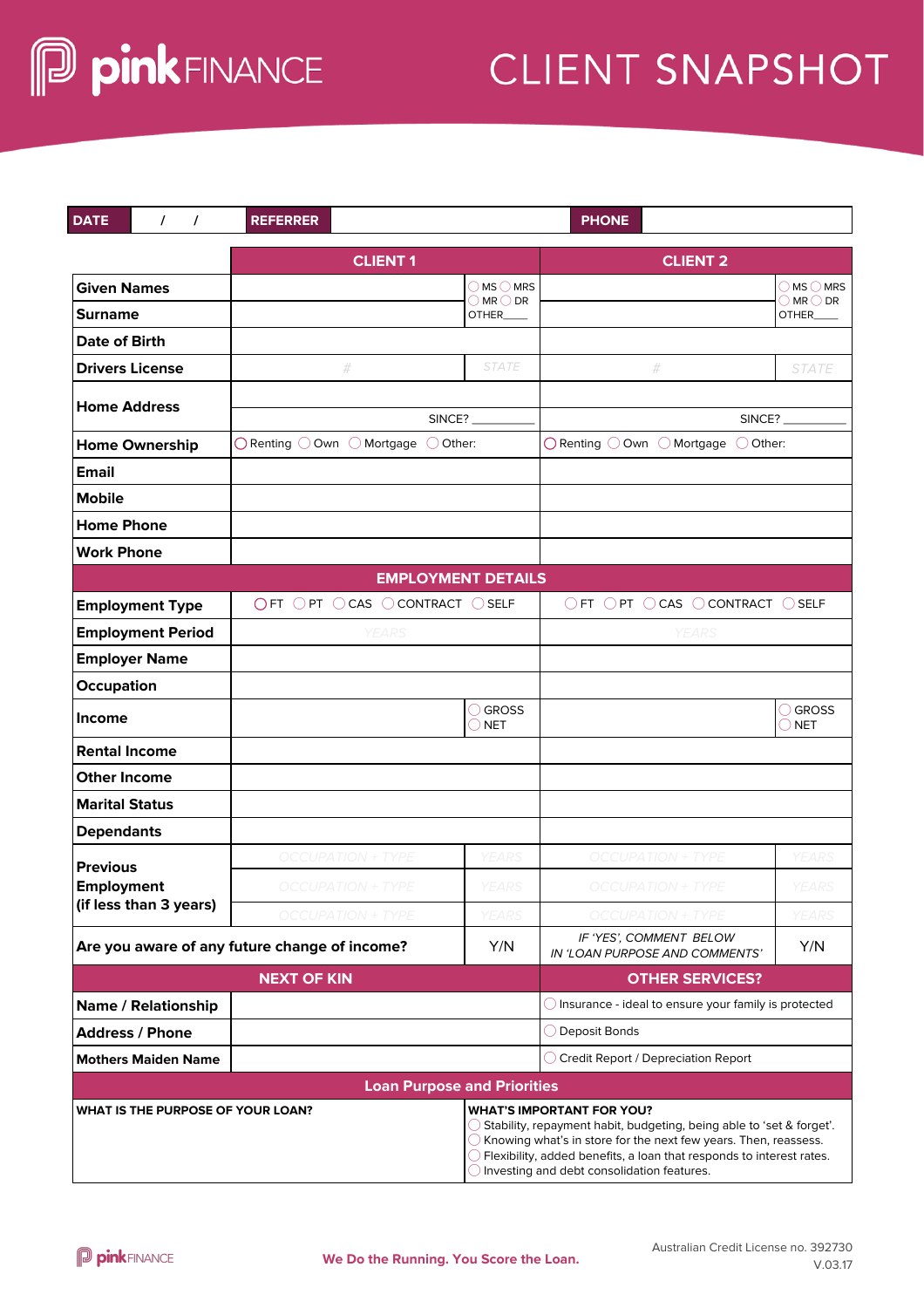# pinkFINANCE CLIENT SNAPSHOT

| DATE | / / | REFERRER | | PHONE | |
|---|---|---|---|---|---|

| | CLIENT 1 | | CLIENT 2 | |
|---|---|---|---|---|
| **Given Names** | | ◯ MS ◯ MRS ◯ MR ◯ DR OTHER____ | | ◯ MS ◯ MRS ◯ MR ◯ DR OTHER____ |
| **Surname** | | | | |
| **Date of Birth** | | | | |
| **Drivers License** | # | STATE | # | STATE |
| **Home Address** | SINCE? ________ | | SINCE? ________ | |
| **Home Ownership** | ◯ Renting ◯ Own ◯ Mortgage ◯ Other: | | ◯ Renting ◯ Own ◯ Mortgage ◯ Other: | |
| **Email** | | | | |
| **Mobile** | | | | |
| **Home Phone** | | | | |
| **Work Phone** | | | | |
| **EMPLOYMENT DETAILS** | | | | |
| **Employment Type** | ◯ FT ◯ PT ◯ CAS ◯ CONTRACT ◯ SELF | | ◯ FT ◯ PT ◯ CAS ◯ CONTRACT ◯ SELF | |
| **Employment Period** | YEARS | | YEARS | |
| **Employer Name** | | | | |
| **Occupation** | | | | |
| **Income** | | ◯ GROSS ◯ NET | | ◯ GROSS ◯ NET |
| **Rental Income** | | | | |
| **Other Income** | | | | |
| **Marital Status** | | | | |
| **Dependants** | | | | |
| **Previous Employment (if less than 3 years)** | OCCUPATION + TYPE | YEARS | OCCUPATION + TYPE | YEARS |
| | OCCUPATION + TYPE | YEARS | OCCUPATION + TYPE | YEARS |
| | OCCUPATION + TYPE | YEARS | OCCUPATION + TYPE | YEARS |
| **Are you aware of any future change of income?** | | Y/N | *IF 'YES', COMMENT BELOW IN 'LOAN PURPOSE AND COMMENTS'* | Y/N |

| NEXT OF KIN | | OTHER SERVICES? |
|---|---|---|
| **Name / Relationship** | | ◯ Insurance - ideal to ensure your family is protected |
| **Address / Phone** | | ◯ Deposit Bonds |
| **Mothers Maiden Name** | | ◯ Credit Report / Depreciation Report |

## Loan Purpose and Priorities

| WHAT IS THE PURPOSE OF YOUR LOAN? | WHAT'S IMPORTANT FOR YOU? |
|---|---|
| | ◯ Stability, repayment habit, budgeting, being able to 'set & forget'.<br>◯ Knowing what's in store for the next few years. Then, reassess.<br>◯ Flexibility, added benefits, a loan that responds to interest rates.<br>◯ Investing and debt consolidation features. |

We Do the Running. You Score the Loan.

Australian Credit License no. 392730
V.03.17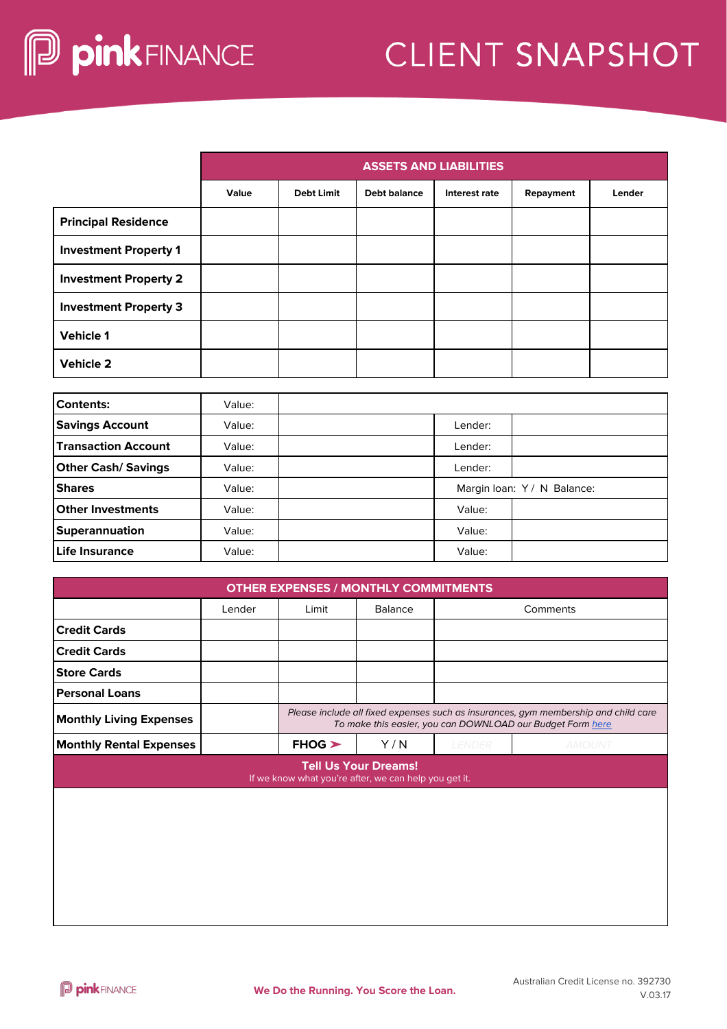# pink FINANCE — CLIENT SNAPSHOT

| | ASSETS AND LIABILITIES | | | | | |
|---|---|---|---|---|---|---|
| | **Value** | **Debt Limit** | **Debt balance** | **Interest rate** | **Repayment** | **Lender** |
| **Principal Residence** | | | | | | |
| **Investment Property 1** | | | | | | |
| **Investment Property 2** | | | | | | |
| **Investment Property 3** | | | | | | |
| **Vehicle 1** | | | | | | |
| **Vehicle 2** | | | | | | |

| | | | | |
|---|---|---|---|---|
| **Contents:** | Value: | | | |
| **Savings Account** | Value: | | Lender: | |
| **Transaction Account** | Value: | | Lender: | |
| **Other Cash/ Savings** | Value: | | Lender: | |
| **Shares** | Value: | | Margin loan: Y / N Balance: | |
| **Other Investments** | Value: | | Value: | |
| **Superannuation** | Value: | | Value: | |
| **Life Insurance** | Value: | | Value: | |

| OTHER EXPENSES / MONTHLY COMMITMENTS | | | | | |
|---|---|---|---|---|---|
| | Lender | Limit | Balance | Comments | |
| **Credit Cards** | | | | | |
| **Credit Cards** | | | | | |
| **Store Cards** | | | | | |
| **Personal Loans** | | | | | |
| **Monthly Living Expenses** | | *Please include all fixed expenses such as insurances, gym membership and child care To make this easier, you can DOWNLOAD our Budget Form here* | | | |
| **Monthly Rental Expenses** | | **FHOG ➤** | Y / N | LENDER | AMOUNT |

**Tell Us Your Dreams!**

If we know what you're after, we can help you get it.

We Do the Running. You Score the Loan.

Australian Credit License no. 392730

V.03.17